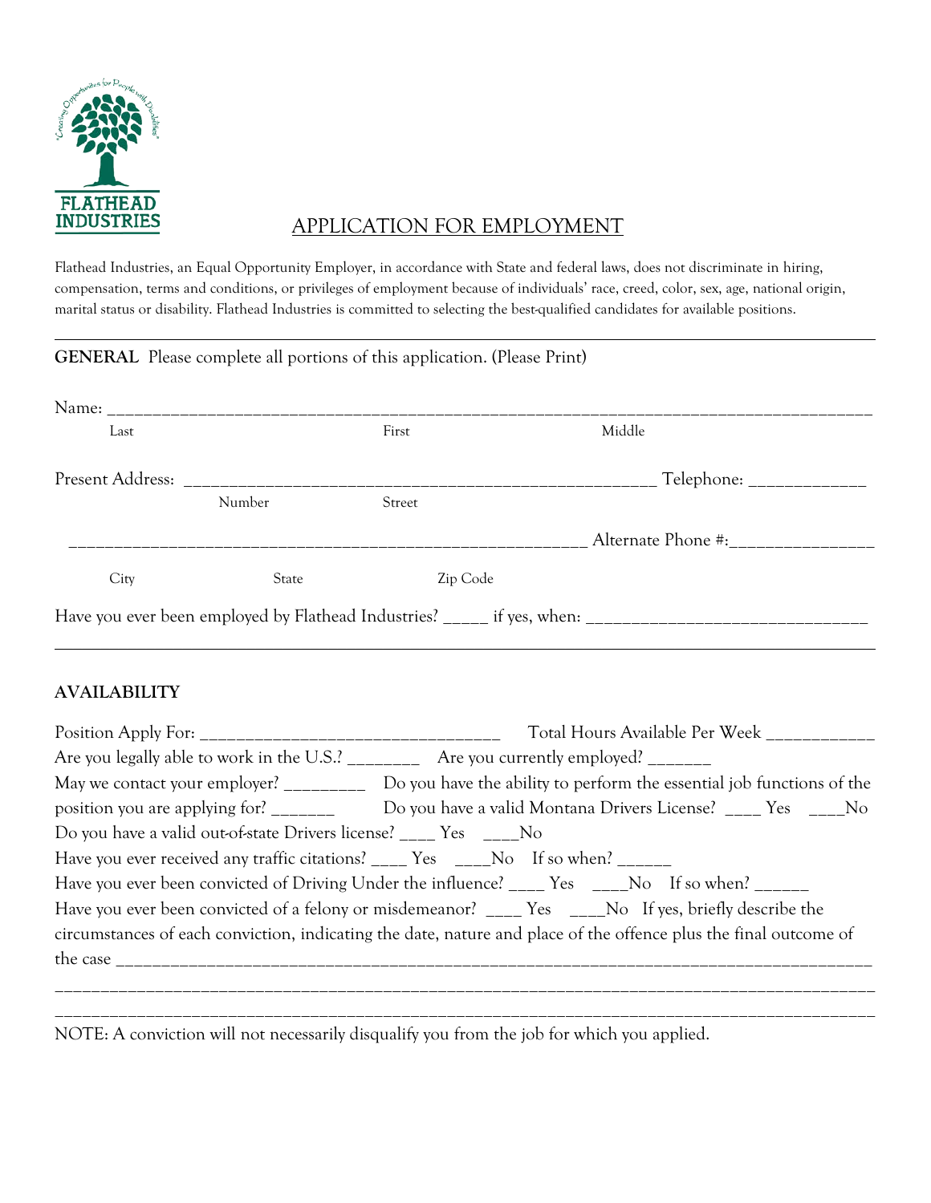FLATHEAD INDUSTRIES

"Creating Opportunities for People with Disabilities"

# APPLICATION FOR EMPLOYMENT

Flathead Industries, an Equal Opportunity Employer, in accordance with State and federal laws, does not discriminate in hiring, compensation, terms and conditions, or privileges of employment because of individuals' race, creed, color, sex, age, national origin, marital status or disability. Flathead Industries is committed to selecting the best-qualified candidates for available positions.

---

**GENERAL** Please complete all portions of this application. (Please Print)

Name: ______________________________________________________________________________
Last First Middle

Present Address: _____________________________________________ Telephone: ___________
Number Street

_______________________________________________________ Alternate Phone #:______________

City State Zip Code

Have you ever been employed by Flathead Industries? _____ if yes, when: ___________________________

---

**AVAILABILITY**

Position Apply For: ______________________________ Total Hours Available Per Week ___________

Are you legally able to work in the U.S.? ________ Are you currently employed? _______

May we contact your employer? _________ Do you have the ability to perform the essential job functions of the position you are applying for? _______ Do you have a valid Montana Drivers License? ____ Yes ____No

Do you have a valid out-of-state Drivers license? ____ Yes ____No

Have you ever received any traffic citations? ____ Yes ____No If so when? ______

Have you ever been convicted of Driving Under the influence? ____ Yes ____No If so when? ______

Have you ever been convicted of a felony or misdemeanor? ____ Yes ____No If yes, briefly describe the circumstances of each conviction, indicating the date, nature and place of the offence plus the final outcome of the case ___________________________________________________________________________

_____________________________________________________________________________________

_____________________________________________________________________________________

NOTE: A conviction will not necessarily disqualify you from the job for which you applied.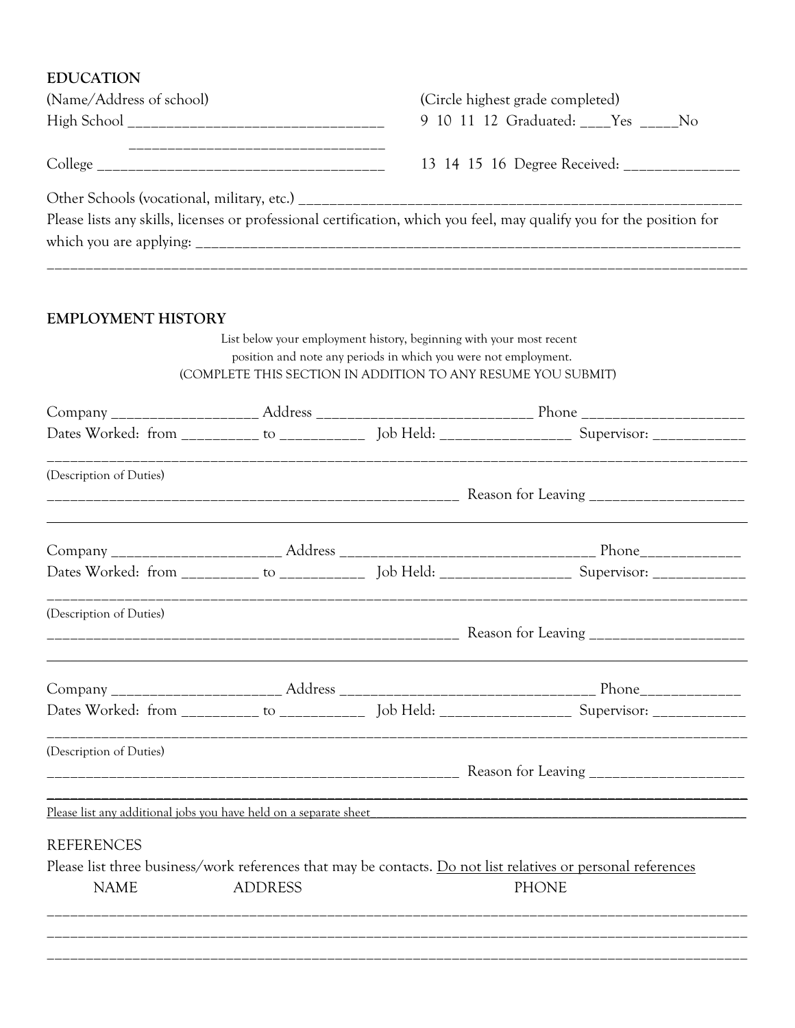## EDUCATION

(Name/Address of school) (Circle highest grade completed)

High School ________________________________ 9 10 11 12 Graduated: ____Yes _____No

________________________________

College ____________________________________ 13 14 15 16 Degree Received: _______________

Other Schools (vocational, military, etc.) ____________________________________________________________

Please lists any skills, licenses or professional certification, which you feel, may qualify you for the position for which you are applying: ____________________________________________________________________________

______________________________________________________________________________________________

## EMPLOYMENT HISTORY

List below your employment history, beginning with your most recent position and note any periods in which you were not employment.
(COMPLETE THIS SECTION IN ADDITION TO ANY RESUME YOU SUBMIT)

Company ___________________ Address ___________________________ Phone _____________________

Dates Worked: from __________ to ___________ Job Held: _________________ Supervisor: ____________

______________________________________________________________________________________________

(Description of Duties)

______________________________________________________ Reason for Leaving ____________________

Company ______________________ Address _________________________________ Phone_____________

Dates Worked: from __________ to ___________ Job Held: _________________ Supervisor: ____________

______________________________________________________________________________________________

(Description of Duties)

______________________________________________________ Reason for Leaving ____________________

Company ______________________ Address _________________________________ Phone_____________

Dates Worked: from __________ to ___________ Job Held: _________________ Supervisor: ____________

______________________________________________________________________________________________

(Description of Duties)

______________________________________________________ Reason for Leaving ____________________

Please list any additional jobs you have held on a separate sheet

## REFERENCES

Please list three business/work references that may be contacts. Do not list relatives or personal references

NAME ADDRESS PHONE

______________________________________________________________________________________________

______________________________________________________________________________________________

______________________________________________________________________________________________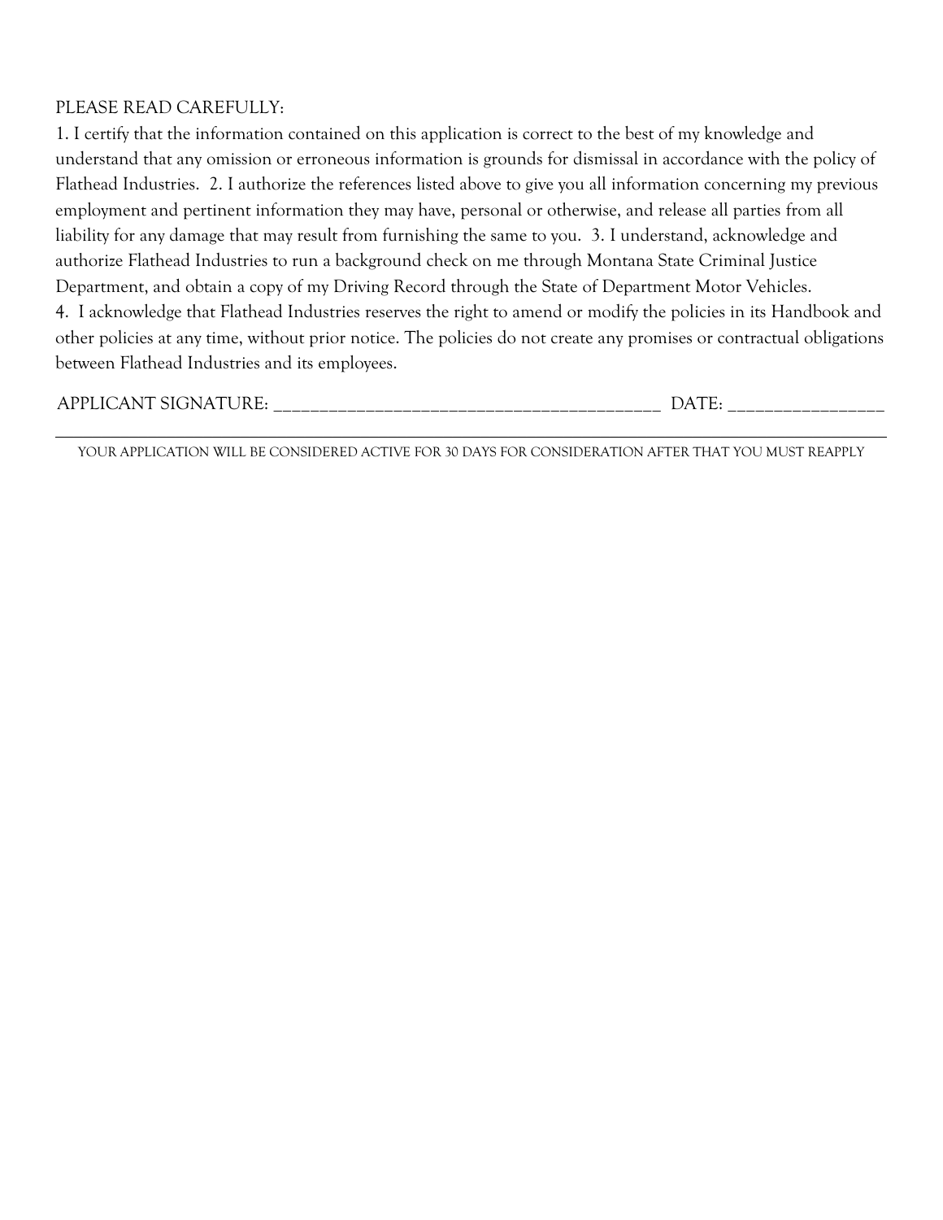PLEASE READ CAREFULLY:

1. I certify that the information contained on this application is correct to the best of my knowledge and understand that any omission or erroneous information is grounds for dismissal in accordance with the policy of Flathead Industries. 2. I authorize the references listed above to give you all information concerning my previous employment and pertinent information they may have, personal or otherwise, and release all parties from all liability for any damage that may result from furnishing the same to you. 3. I understand, acknowledge and authorize Flathead Industries to run a background check on me through Montana State Criminal Justice Department, and obtain a copy of my Driving Record through the State of Department Motor Vehicles.
4. I acknowledge that Flathead Industries reserves the right to amend or modify the policies in its Handbook and other policies at any time, without prior notice. The policies do not create any promises or contractual obligations between Flathead Industries and its employees.

APPLICANT SIGNATURE: ____________________________________________ DATE: _________________

---

YOUR APPLICATION WILL BE CONSIDERED ACTIVE FOR 30 DAYS FOR CONSIDERATION AFTER THAT YOU MUST REAPPLY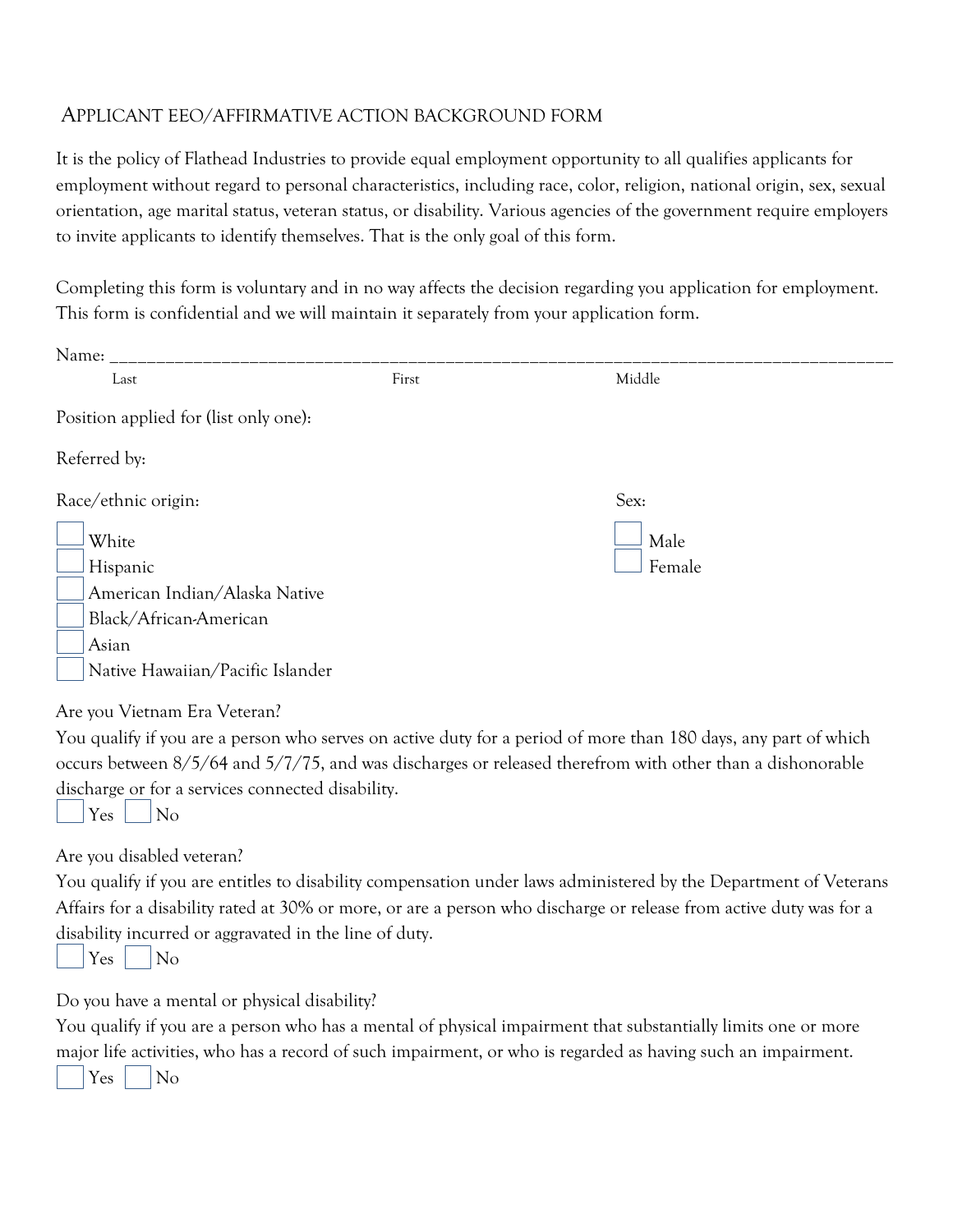# APPLICANT EEO/AFFIRMATIVE ACTION BACKGROUND FORM

It is the policy of Flathead Industries to provide equal employment opportunity to all qualifies applicants for employment without regard to personal characteristics, including race, color, religion, national origin, sex, sexual orientation, age marital status, veteran status, or disability. Various agencies of the government require employers to invite applicants to identify themselves. That is the only goal of this form.

Completing this form is voluntary and in no way affects the decision regarding you application for employment. This form is confidential and we will maintain it separately from your application form.

Name: ___________________________________________________________________________________

Last                                        First                                        Middle

Position applied for (list only one):

Referred by:

Race/ethnic origin:

- ☐ White
- ☐ Hispanic
- ☐ American Indian/Alaska Native
- ☐ Black/African-American
- ☐ Asian
- ☐ Native Hawaiian/Pacific Islander

Sex:

- ☐ Male
- ☐ Female

Are you Vietnam Era Veteran?
You qualify if you are a person who serves on active duty for a period of more than 180 days, any part of which occurs between 8/5/64 and 5/7/75, and was discharges or released therefrom with other than a dishonorable discharge or for a services connected disability.

☐ Yes ☐ No

Are you disabled veteran?
You qualify if you are entitles to disability compensation under laws administered by the Department of Veterans Affairs for a disability rated at 30% or more, or are a person who discharge or release from active duty was for a disability incurred or aggravated in the line of duty.

☐ Yes ☐ No

Do you have a mental or physical disability?
You qualify if you are a person who has a mental of physical impairment that substantially limits one or more major life activities, who has a record of such impairment, or who is regarded as having such an impairment.

☐ Yes ☐ No